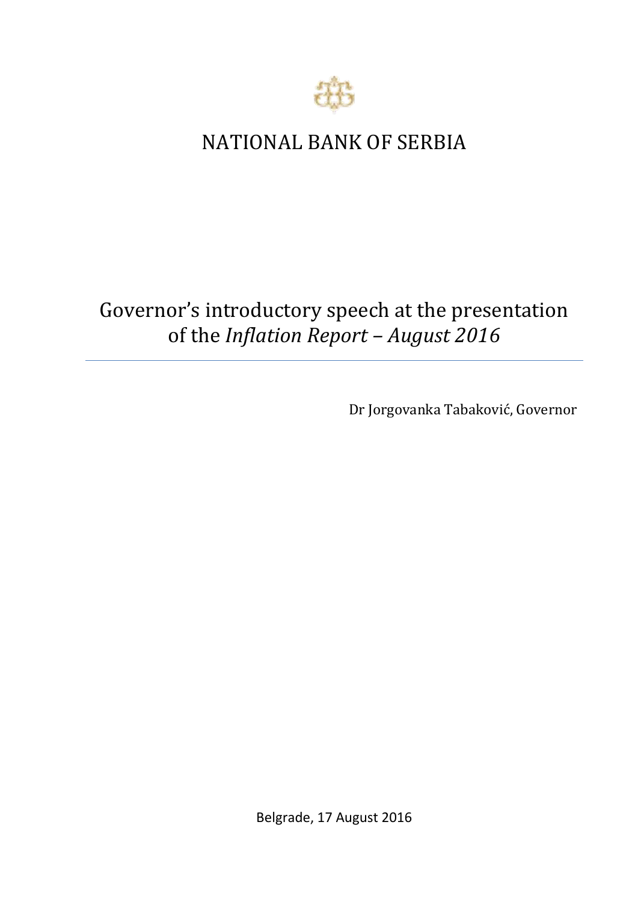# NATIONAL BANK OF SERBIA

## Governor's introductory speech at the presentation of the *Inflation Report – August 2016*

---

Dr Jorgovanka Tabaković, Governor

Belgrade, 17 August 2016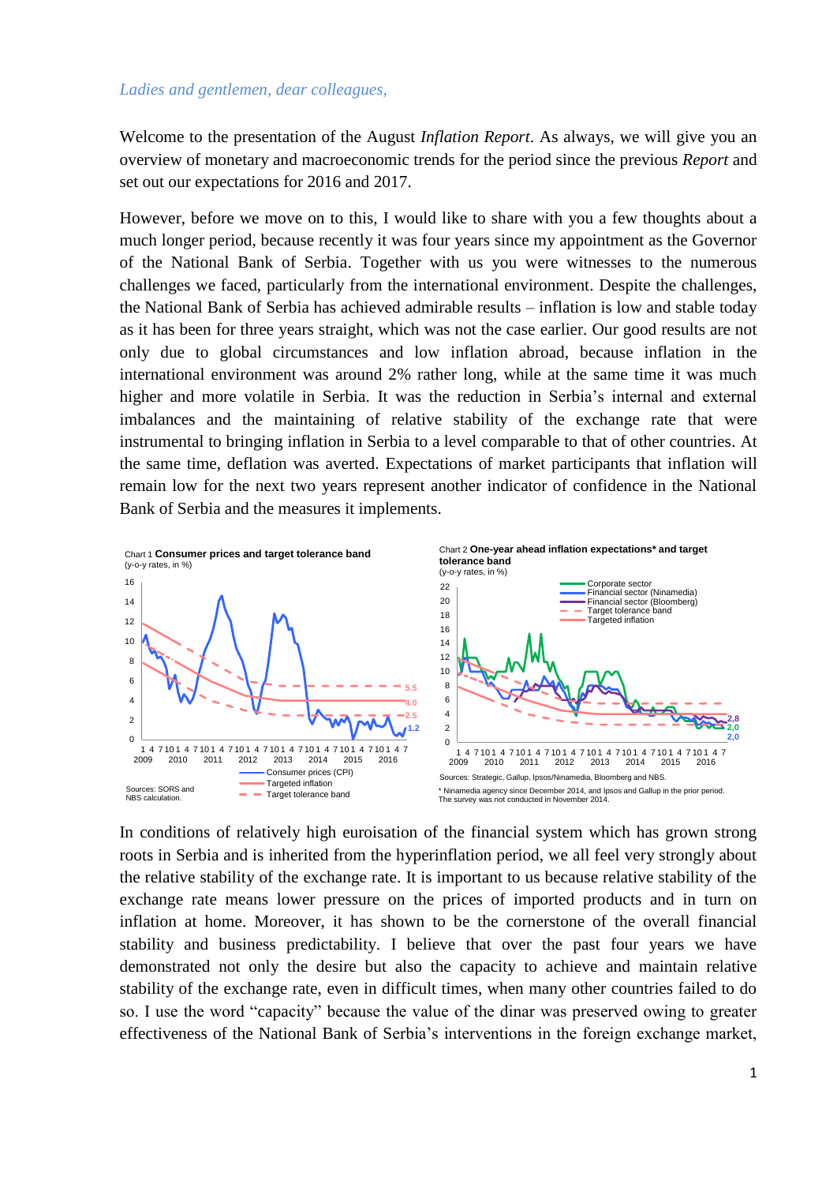*Ladies and gentlemen, dear colleagues,*

Welcome to the presentation of the August *Inflation Report*. As always, we will give you an overview of monetary and macroeconomic trends for the period since the previous *Report* and set out our expectations for 2016 and 2017.

However, before we move on to this, I would like to share with you a few thoughts about a much longer period, because recently it was four years since my appointment as the Governor of the National Bank of Serbia. Together with us you were witnesses to the numerous challenges we faced, particularly from the international environment. Despite the challenges, the National Bank of Serbia has achieved admirable results – inflation is low and stable today as it has been for three years straight, which was not the case earlier. Our good results are not only due to global circumstances and low inflation abroad, because inflation in the international environment was around 2% rather long, while at the same time it was much higher and more volatile in Serbia. It was the reduction in Serbia's internal and external imbalances and the maintaining of relative stability of the exchange rate that were instrumental to bringing inflation in Serbia to a level comparable to that of other countries. At the same time, deflation was averted. Expectations of market participants that inflation will remain low for the next two years represent another indicator of confidence in the National Bank of Serbia and the measures it implements.

Chart 1 **Consumer prices and target tolerance band**
(y-o-y rates, in %)

Consumer prices (CPI); Targeted inflation; Target tolerance band

Sources: SORS and NBS calculation.

Chart 2 **One-year ahead inflation expectations* and target tolerance band**
(y-o-y rates, in %)

Corporate sector; Financial sector (Ninamedia); Financial sector (Bloomberg); Target tolerance band; Targeted inflation

Sources: Strategic, Gallup, Ipsos/Ninamedia, Bloomberg and NBS.

\* Ninamedia agency since December 2014, and Ipsos and Gallup in the prior period. The survey was not conducted in November 2014.

In conditions of relatively high euroisation of the financial system which has grown strong roots in Serbia and is inherited from the hyperinflation period, we all feel very strongly about the relative stability of the exchange rate. It is important to us because relative stability of the exchange rate means lower pressure on the prices of imported products and in turn on inflation at home. Moreover, it has shown to be the cornerstone of the overall financial stability and business predictability. I believe that over the past four years we have demonstrated not only the desire but also the capacity to achieve and maintain relative stability of the exchange rate, even in difficult times, when many other countries failed to do so. I use the word "capacity" because the value of the dinar was preserved owing to greater effectiveness of the National Bank of Serbia's interventions in the foreign exchange market,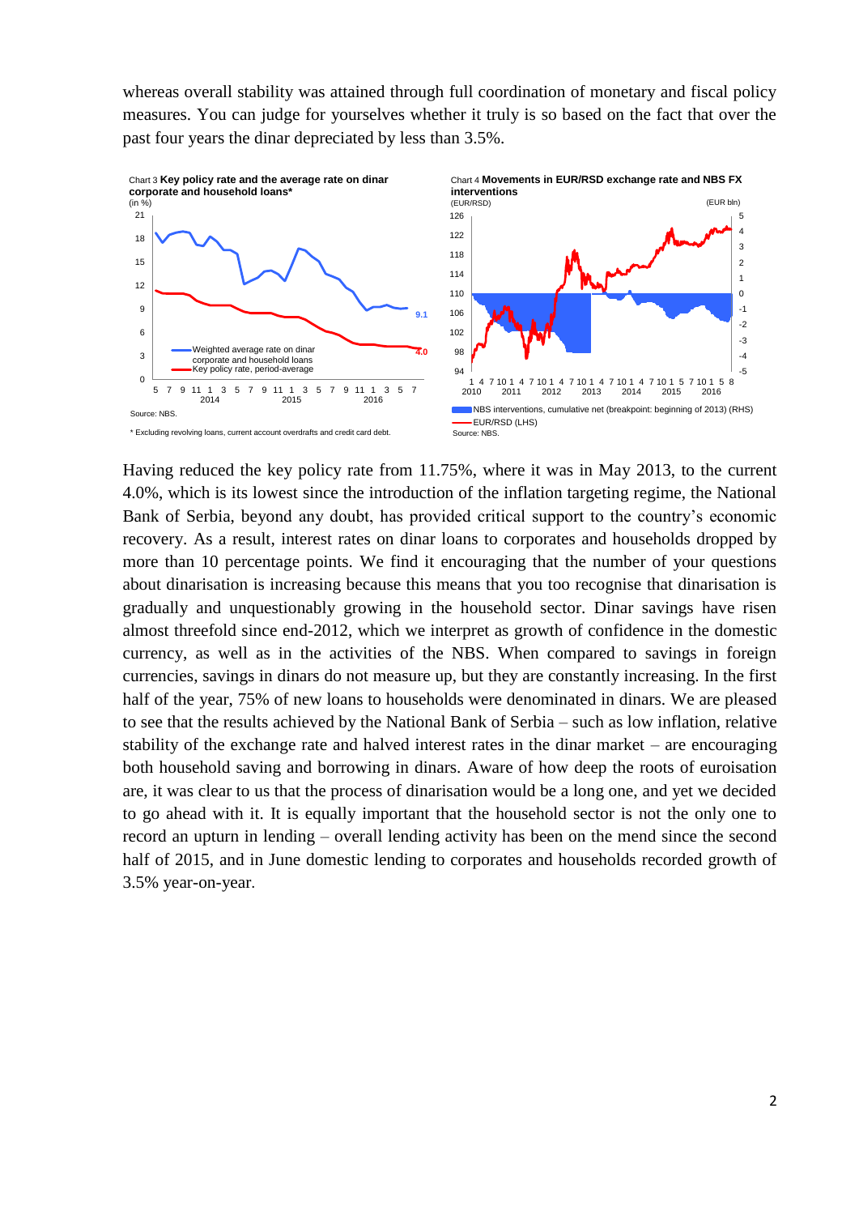whereas overall stability was attained through full coordination of monetary and fiscal policy measures. You can judge for yourselves whether it truly is so based on the fact that over the past four years the dinar depreciated by less than 3.5%.

Chart 3 **Key policy rate and the average rate on dinar corporate and household loans***

(in %)

Source: NBS.

\* Excluding revolving loans, current account overdrafts and credit card debt.

Chart 4 **Movements in EUR/RSD exchange rate and NBS FX interventions**

Source: NBS.

Having reduced the key policy rate from 11.75%, where it was in May 2013, to the current 4.0%, which is its lowest since the introduction of the inflation targeting regime, the National Bank of Serbia, beyond any doubt, has provided critical support to the country's economic recovery. As a result, interest rates on dinar loans to corporates and households dropped by more than 10 percentage points. We find it encouraging that the number of your questions about dinarisation is increasing because this means that you too recognise that dinarisation is gradually and unquestionably growing in the household sector. Dinar savings have risen almost threefold since end-2012, which we interpret as growth of confidence in the domestic currency, as well as in the activities of the NBS. When compared to savings in foreign currencies, savings in dinars do not measure up, but they are constantly increasing. In the first half of the year, 75% of new loans to households were denominated in dinars. We are pleased to see that the results achieved by the National Bank of Serbia – such as low inflation, relative stability of the exchange rate and halved interest rates in the dinar market – are encouraging both household saving and borrowing in dinars. Aware of how deep the roots of euroisation are, it was clear to us that the process of dinarisation would be a long one, and yet we decided to go ahead with it. It is equally important that the household sector is not the only one to record an upturn in lending – overall lending activity has been on the mend since the second half of 2015, and in June domestic lending to corporates and households recorded growth of 3.5% year-on-year.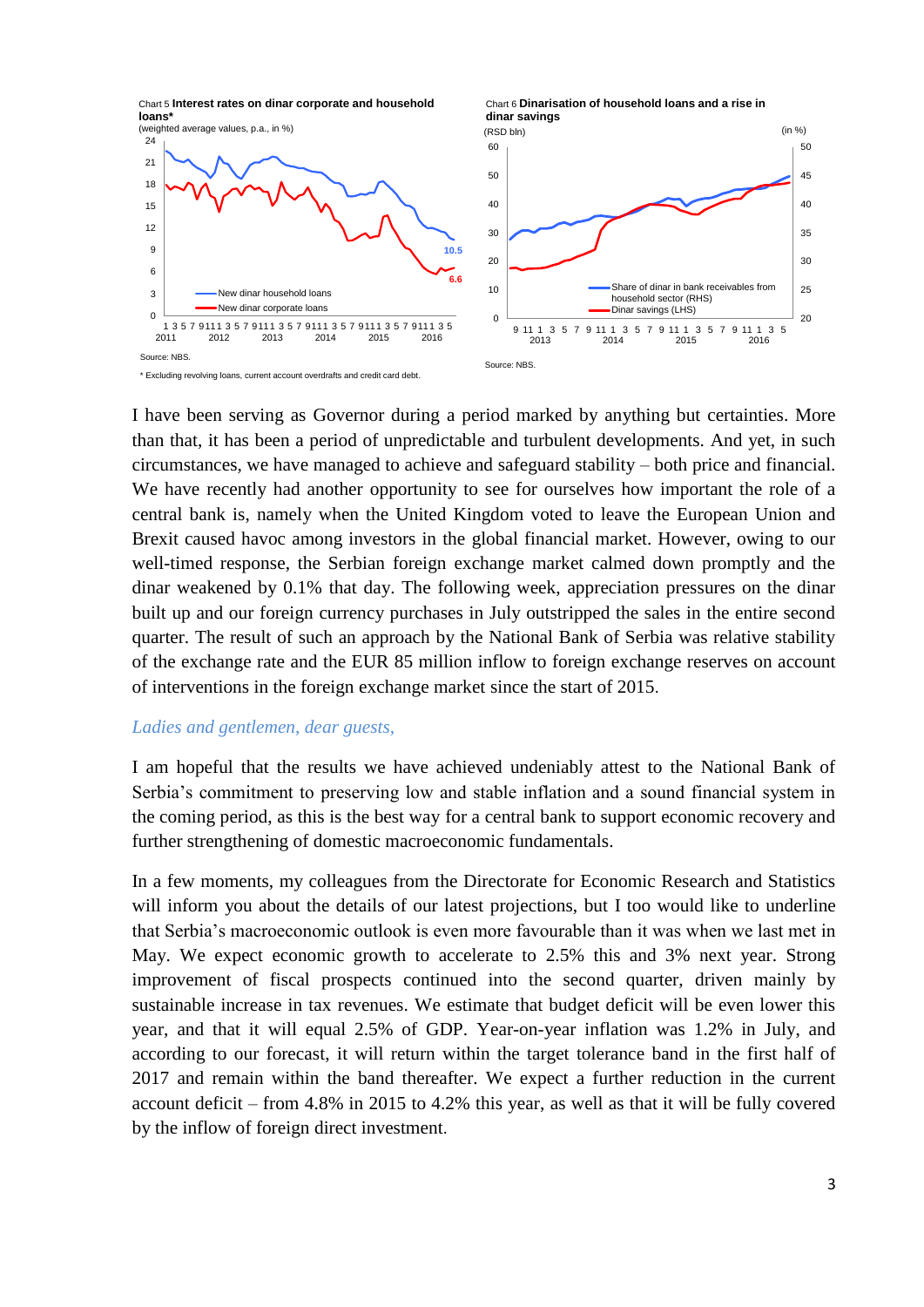Chart 5 **Interest rates on dinar corporate and household loans***
(weighted average values, p.a., in %)

Source: NBS.

\* Excluding revolving loans, current account overdrafts and credit card debt.

Chart 6 **Dinarisation of household loans and a rise in dinar savings**

Source: NBS.

I have been serving as Governor during a period marked by anything but certainties. More than that, it has been a period of unpredictable and turbulent developments. And yet, in such circumstances, we have managed to achieve and safeguard stability – both price and financial. We have recently had another opportunity to see for ourselves how important the role of a central bank is, namely when the United Kingdom voted to leave the European Union and Brexit caused havoc among investors in the global financial market. However, owing to our well-timed response, the Serbian foreign exchange market calmed down promptly and the dinar weakened by 0.1% that day. The following week, appreciation pressures on the dinar built up and our foreign currency purchases in July outstripped the sales in the entire second quarter. The result of such an approach by the National Bank of Serbia was relative stability of the exchange rate and the EUR 85 million inflow to foreign exchange reserves on account of interventions in the foreign exchange market since the start of 2015.

*Ladies and gentlemen, dear guests,*

I am hopeful that the results we have achieved undeniably attest to the National Bank of Serbia's commitment to preserving low and stable inflation and a sound financial system in the coming period, as this is the best way for a central bank to support economic recovery and further strengthening of domestic macroeconomic fundamentals.

In a few moments, my colleagues from the Directorate for Economic Research and Statistics will inform you about the details of our latest projections, but I too would like to underline that Serbia's macroeconomic outlook is even more favourable than it was when we last met in May. We expect economic growth to accelerate to 2.5% this and 3% next year. Strong improvement of fiscal prospects continued into the second quarter, driven mainly by sustainable increase in tax revenues. We estimate that budget deficit will be even lower this year, and that it will equal 2.5% of GDP. Year-on-year inflation was 1.2% in July, and according to our forecast, it will return within the target tolerance band in the first half of 2017 and remain within the band thereafter. We expect a further reduction in the current account deficit – from 4.8% in 2015 to 4.2% this year, as well as that it will be fully covered by the inflow of foreign direct investment.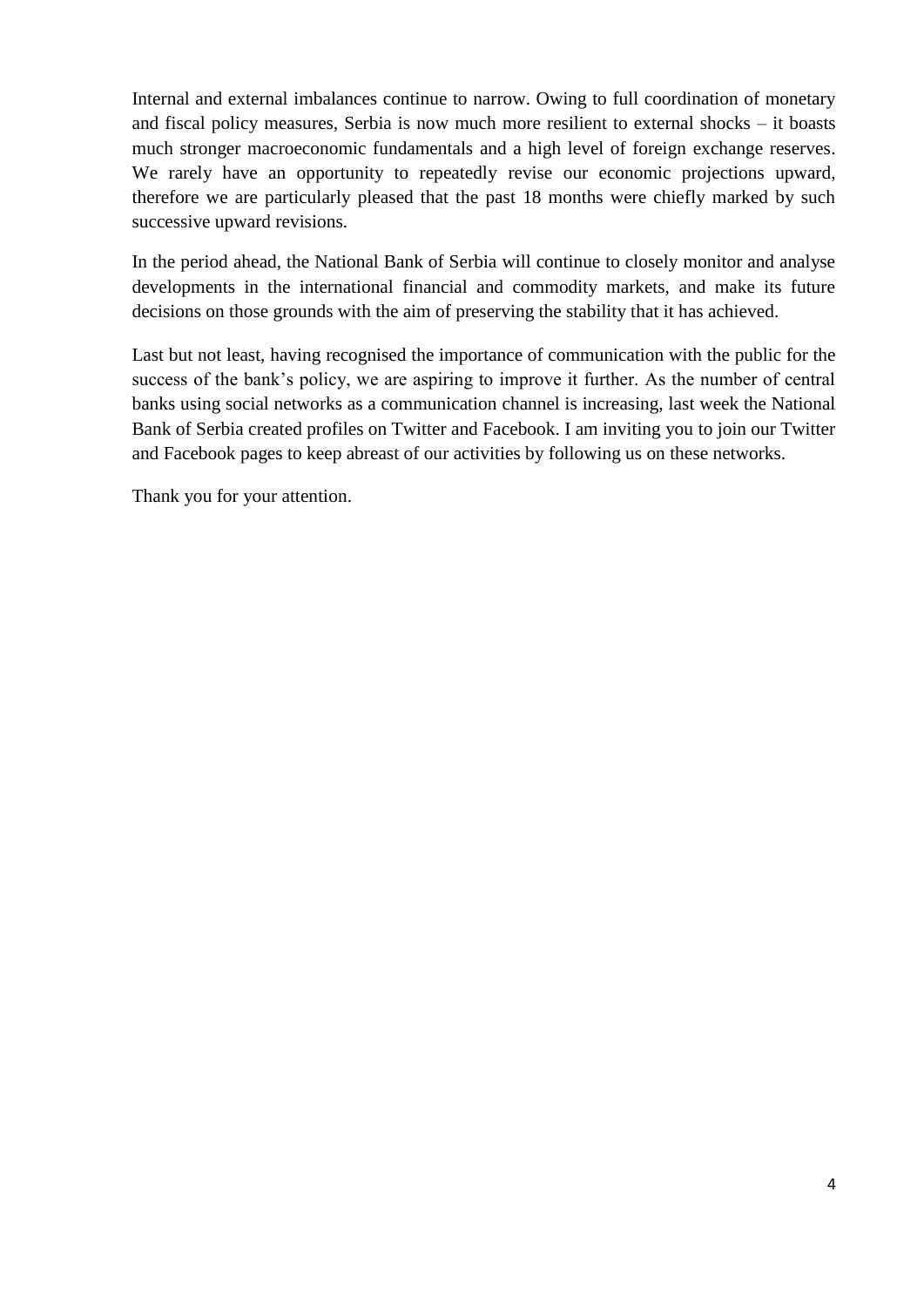Internal and external imbalances continue to narrow. Owing to full coordination of monetary and fiscal policy measures, Serbia is now much more resilient to external shocks – it boasts much stronger macroeconomic fundamentals and a high level of foreign exchange reserves. We rarely have an opportunity to repeatedly revise our economic projections upward, therefore we are particularly pleased that the past 18 months were chiefly marked by such successive upward revisions.

In the period ahead, the National Bank of Serbia will continue to closely monitor and analyse developments in the international financial and commodity markets, and make its future decisions on those grounds with the aim of preserving the stability that it has achieved.

Last but not least, having recognised the importance of communication with the public for the success of the bank's policy, we are aspiring to improve it further. As the number of central banks using social networks as a communication channel is increasing, last week the National Bank of Serbia created profiles on Twitter and Facebook. I am inviting you to join our Twitter and Facebook pages to keep abreast of our activities by following us on these networks.

Thank you for your attention.